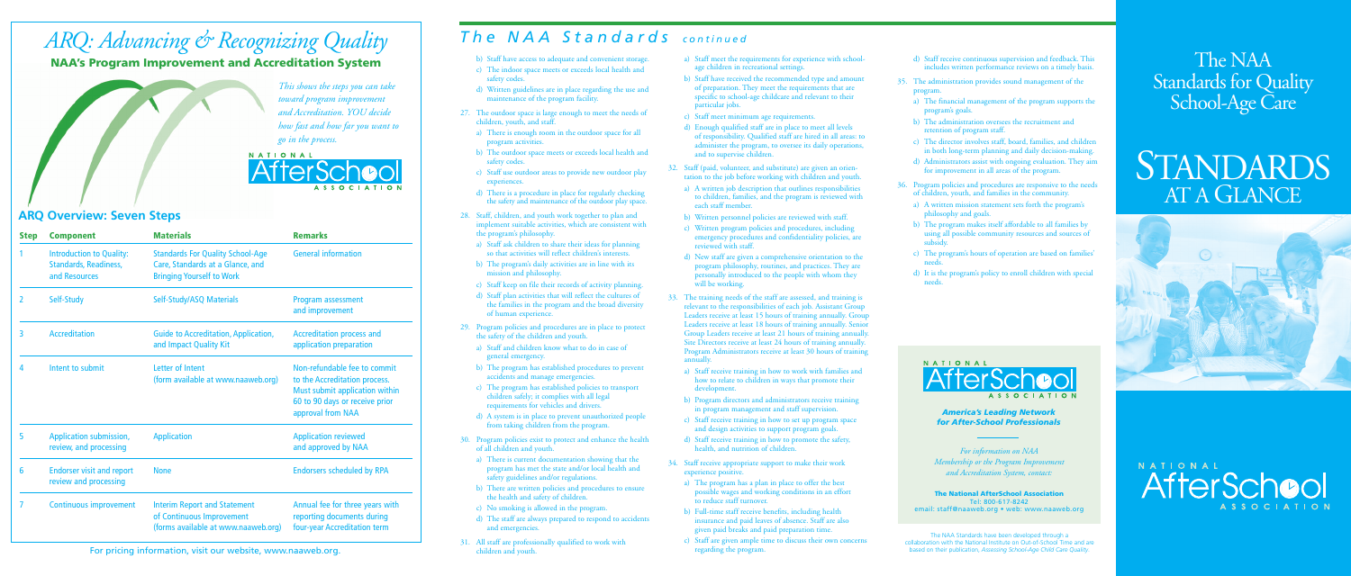# ARQ: Advancing & Recognizing Quality

## NAA's Program Improvement and Accreditation System

*This shows the steps you can take toward program improvement and Accreditation. YOU decide how fast and how far you want to go in the process.*

NATIONAL AfterSchool ASSOCIATION

### ARQ Overview: Seven Steps

| Step | Component | Materials | Remarks |
|---|---|---|---|
| 1 | Introduction to Quality: Standards, Readiness, and Resources | Standards For Quality School-Age Care, Standards at a Glance, and Bringing Yourself to Work | General information |
| 2 | Self-Study | Self-Study/ASQ Materials | Program assessment and improvement |
| 3 | Accreditation | Guide to Accreditation, Application, and Impact Quality Kit | Accreditation process and application preparation |
| 4 | Intent to submit | Letter of Intent (form available at www.naaweb.org) | Non-refundable fee to commit to the Accreditation process. Must submit application within 60 to 90 days or receive prior approval from NAA |
| 5 | Application submission, review, and processing | Application | Application reviewed and approved by NAA |
| 6 | Endorser visit and report review and processing | None | Endorsers scheduled by RPA |
| 7 | Continuous improvement | Interim Report and Statement of Continuous Improvement (forms available at www.naaweb.org) | Annual fee for three years with reporting documents during four-year Accreditation term |

For pricing information, visit our website, www.naaweb.org.

# The NAA Standards *continued*

b) Staff have access to adequate and convenient storage.
c) The indoor space meets or exceeds local health and safety codes.
d) Written guidelines are in place regarding the use and maintenance of the program facility.

27. The outdoor space is large enough to meet the needs of children, youth, and staff.
    a) There is enough room in the outdoor space for all program activities.
    b) The outdoor space meets or exceeds local health and safety codes.
    c) Staff use outdoor areas to provide new outdoor play experiences.
    d) There is a procedure in place for regularly checking the safety and maintenance of the outdoor play space.

28. Staff, children, and youth work together to plan and implement suitable activities, which are consistent with the program's philosophy.
    a) Staff ask children to share their ideas for planning so that activities will reflect children's interests.
    b) The program's daily activities are in line with its mission and philosophy.
    c) Staff keep on file their records of activity planning.
    d) Staff plan activities that will reflect the cultures of the families in the program and the broad diversity of human experience.

29. Program policies and procedures are in place to protect the safety of the children and youth.
    a) Staff and children know what to do in case of general emergency.
    b) The program has established procedures to prevent accidents and manage emergencies.
    c) The program has established policies to transport children safely; it complies with all legal requirements for vehicles and drivers.
    d) A system is in place to prevent unauthorized people from taking children from the program.

30. Program policies exist to protect and enhance the health of all children and youth.
    a) There is current documentation showing that the program has met the state and/or local health and safety guidelines and/or regulations.
    b) There are written policies and procedures to ensure the health and safety of children.
    c) No smoking is allowed in the program.
    d) The staff are always prepared to respond to accidents and emergencies.

31. All staff are professionally qualified to work with children and youth.
    a) Staff meet the requirements for experience with school-age children in recreational settings.
    b) Staff have received the recommended type and amount of preparation. They meet the requirements that are specific to school-age childcare and relevant to their particular jobs.
    c) Staff meet minimum age requirements.
    d) Enough qualified staff are in place to meet all levels of responsibility. Qualified staff are hired in all areas: to administer the program, to oversee its daily operations, and to supervise children.

32. Staff (paid, volunteer, and substitute) are given an orientation to the job before working with children and youth.
    a) A written job description that outlines responsibilities to children, families, and the program is reviewed with each staff member.
    b) Written personnel policies are reviewed with staff.
    c) Written program policies and procedures, including emergency procedures and confidentiality policies, are reviewed with staff.
    d) New staff are given a comprehensive orientation to the program philosophy, routines, and practices. They are personally introduced to the people with whom they will be working.

33. The training needs of the staff are assessed, and training is relevant to the responsibilities of each job. Assistant Group Leaders receive at least 15 hours of training annually. Group Leaders receive at least 18 hours of training annually. Senior Group Leaders receive at least 21 hours of training annually. Site Directors receive at least 24 hours of training annually. Program Administrators receive at least 30 hours of training annually.
    a) Staff receive training in how to work with families and how to relate to children in ways that promote their development.
    b) Program directors and administrators receive training in program management and staff supervision.
    c) Staff receive training in how to set up program space and design activities to support program goals.
    d) Staff receive training in how to promote the safety, health, and nutrition of children.

34. Staff receive appropriate support to make their work experience positive.
    a) The program has a plan in place to offer the best possible wages and working conditions in an effort to reduce staff turnover.
    b) Full-time staff receive benefits, including health insurance and paid leaves of absence. Staff are also given paid breaks and paid preparation time.
    c) Staff are given ample time to discuss their own concerns regarding the program.
    d) Staff receive continuous supervision and feedback. This includes written performance reviews on a timely basis.

35. The administration provides sound management of the program.
    a) The financial management of the program supports the program's goals.
    b) The administration oversees the recruitment and retention of program staff.
    c) The director involves staff, board, families, and children in both long-term planning and daily decision-making.
    d) Administrators assist with ongoing evaluation. They aim for improvement in all areas of the program.

36. Program policies and procedures are responsive to the needs of children, youth, and families in the community.
    a) A written mission statement sets forth the program's philosophy and goals.
    b) The program makes itself affordable to all families by using all possible community resources and sources of subsidy.
    c) The program's hours of operation are based on families' needs.
    d) It is the program's policy to enroll children with special needs.

NATIONAL AfterSchool ASSOCIATION

***America's Leading Network for After-School Professionals***

*For information on NAA Membership or the Program Improvement and Accreditation System, contact:*

**The National AfterSchool Association**
**Tel: 800-617-8242**
**email: staff@naaweb.org • web: www.naaweb.org**

The NAA Standards have been developed through a collaboration with the National Institute on Out-of-School Time and are based on their publication, *Assessing School-Age Child Care Quality.*

# The NAA Standards for Quality School-Age Care

# STANDARDS AT A GLANCE

NATIONAL AfterSchool ASSOCIATION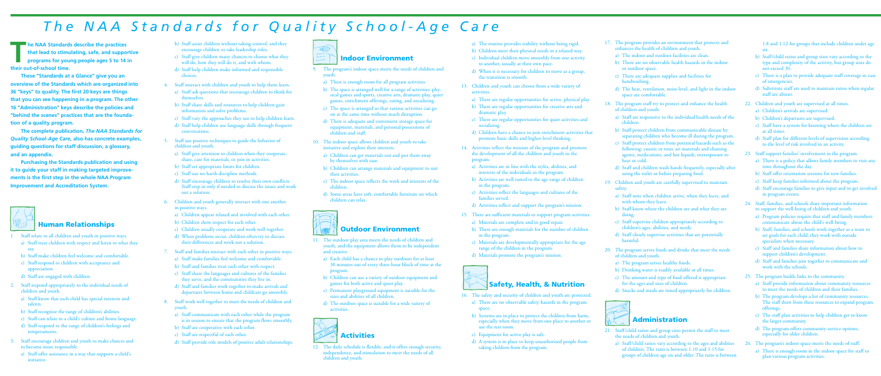# The NAA Standards for Quality School-Age Care

**The NAA Standards describe the practices that lead to stimulating, safe, and supportive programs for young people ages 5 to 14 in their out-of-school time.**

**These "Standards at a Glance" give you an overview of the Standards which are organized into 36 "keys" to quality. The first 20 keys are things that you can see happening in a program. The other 16 "Administration" keys describe the policies and "behind the scenes" practices that are the foundation of a quality program.**

**The complete publication, *The NAA Standards for Quality School-Age Care,* also has concrete examples, guiding questions for staff discussion, a glossary, and an appendix.**

**Purchasing the Standards publication and using it to guide your staff in making targeted improvements is the first step in the whole NAA Program Improvement and Accreditation System.**

## Human Relationships

1. Staff relate to all children and youth in positive ways.
   a) Staff treat children with respect and listen to what they say.
   b) Staff make children feel welcome and comfortable.
   c) Staff respond to children with acceptance and appreciation.
   d) Staff are engaged with children.
2. Staff respond appropriately to the individual needs of children and youth.
   a) Staff know that each child has special interests and talents.
   b) Staff recognize the range of children's abilities.
   c) Staff can relate to a child's culture and home language.
   d) Staff respond to the range of children's feelings and temperaments.
3. Staff encourage children and youth to make choices and to become more responsible.
   a) Staff offer assistance in a way that supports a child's initiative.
   b) Staff assist children without taking control, and they encourage children to take leadership roles.
   c) Staff give children many chances to choose what they will do, how they will do it, and with whom.
   d) Staff help children make informed and responsible choices.
4. Staff interact with children and youth to help them learn.
   a) Staff ask questions that encourage children to think for themselves.
   b) Staff share skills and resources to help children gain information and solve problems.
   c) Staff vary the approaches they use to help children learn.
   d) Staff help children use language skills through frequent conversations.
5. Staff use positive techniques to guide the behavior of children and youth.
   a) Staff give attention to children when they cooperate, share, care for materials, or join in activities.
   b) Staff set appropriate limits for children.
   c) Staff use no harsh discipline methods.
   d) Staff encourage children to resolve their own conflicts. Staff step in only if needed to discuss the issues and work out a solution.
6. Children and youth generally interact with one another in positive ways.
   a) Children appear relaxed and involved with each other.
   b) Children show respect for each other.
   c) Children usually cooperate and work well together.
   d) When problems occur, children often try to discuss their differences and work out a solution.
7. Staff and families interact with each other in positive ways.
   a) Staff make families feel welcome and comfortable.
   b) Staff and families treat each other with respect.
   c) Staff share the languages and cultures of the families they serve, and the communities they live in.
   d) Staff and families work together to make arrivals and departures between home and childcare go smoothly.
8. Staff work well together to meet the needs of children and youth.
   a) Staff communicate with each other while the program is in session to ensure that the program flows smoothly.
   b) Staff are cooperative with each other.
   c) Staff are respectful of each other.
   d) Staff provide role models of positive adult relationships.

## Indoor Environment

9. The program's indoor space meets the needs of children and youth.
   a) There is enough room for all program activities.
   b) The space is arranged well for a range of activities: physical games and sports, creative arts, dramatic play, quiet games, enrichment offerings, eating, and socializing.
   c) The space is arranged so that various activities can go on at the same time without much disruption.
   d) There is adequate and convenient storage space for equipment, materials, and personal possessions of children and staff.
10. The indoor space allows children and youth to take initiative and explore their interests.
    a) Children can get materials out and put them away by themselves with ease.
    b) Children can arrange materials and equipment to suit their activities.
    c) The indoor space reflects the work and interests of the children.
    d) Some areas have soft, comfortable furniture on which children can relax.

## Outdoor Environment

11. The outdoor play area meets the needs of children and youth, and the equipment allows them to be independent and creative.
    a) Each child has a chance to play outdoors for at least 30 minutes out of every three-hour block of time at the program.
    b) Children can use a variety of outdoor equipment and games for both active and quiet play.
    c) Permanent playground equipment is suitable for the sizes and abilities of all children.
    d) The outdoor space is suitable for a wide variety of activities.

## Activities

12. The daily schedule is flexible, and it offers enough security, independence, and stimulation to meet the needs of all children and youth.
    a) The routine provides stability without being rigid.
    b) Children meet their physical needs in a relaxed way.
    c) Individual children move smoothly from one activity to another, usually at their own pace.
    d) When it is necessary for children to move as a group, the transition is smooth.
13. Children and youth can choose from a wide variety of activities.
    a) There are regular opportunities for active, physical play.
    b) There are regular opportunities for creative arts and dramatic play.
    c) There are regular opportunities for quiet activities and socializing.
    d) Children have a chance to join enrichment activities that promote basic skills and higher-level thinking.
14. Activities reflect the mission of the program and promote the development of all the children and youth in the program.
    a) Activities are in line with the styles, abilities, and interests of the individuals in the program.
    b) Activities are well suited to the age range of children in the program.
    c) Activities reflect the languages and cultures of the families served.
    d) Activities reflect and support the program's mission.
15. There are sufficient materials to support program activities.
    a) Materials are complete and in good repair.
    b) There are enough materials for the number of children in the program.
    c) Materials are developmentally appropriate for the age range of the children in the program.
    d) Materials promote the program's mission.

## Safety, Health, & Nutrition

16. The safety and security of children and youth are protected.
    a) There are no observable safety hazards in the program space.
    b) Systems are in place to protect the children from harm, especially when they move from one place to another or use the rest room.
    c) Equipment for active play is safe.
    d) A system is in place to keep unauthorized people from taking children from the program.
17. The program provides an environment that protects and enhances the health of children and youth.
    a) The indoor and outdoor facilities are clean.
    b) There are no observable health hazards in the indoor or outdoor space.
    c) There are adequate supplies and facilities for handwashing.
    d) The heat, ventilation, noise level, and light in the indoor space are comfortable.
18. The program staff try to protect and enhance the health of children and youth.
    a) Staff are responsive to the individual health needs of the children.
    b) Staff protect children from communicable disease by separating children who become ill during the program.
    c) Staff protect children from potential hazards such as the following: caustic or toxic art materials and cleaning agents, medications, and hot liquids; overexposure to heat or cold.
    d) Staff and children wash hands frequently, especially after using the toilet or before preparing food.
19. Children and youth are carefully supervised to maintain safety.
    a) Staff note when children arrive, when they leave, and with whom they leave.
    b) Staff know where the children are and what they are doing.
    c) Staff supervise children appropriately according to children's ages, abilities, and needs.
    d) Staff closely supervise activities that are potentially harmful.
20. The program serves foods and drinks that meet the needs of children and youth.
    a) The program serves healthy foods.
    b) Drinking water is readily available at all times.
    c) The amount and type of food offered is appropriate for the ages and sizes of children.
    d) Snacks and meals are timed appropriately for children.

## Administration

21. Staff/child ratios and group sizes permit the staff to meet the needs of children and youth.
    a) Staff/child ratios vary according to the ages and abilities of children. The ratio is between 1:10 and 1:15 for groups of children age six and older. The ratio is between 1:8 and 1:12 for groups that include children under age six.
    b) Staff/child ratios and group sizes vary according to the type and complexity of the activity, but group sizes do not exceed 30.
    c) There is a plan to provide adequate staff coverage in case of emergencies.
    d) Substitute staff are used to maintain ratios when regular staff are absent.
22. Children and youth are supervised at all times.
    a) Children's arrivals are supervised.
    b) Children's departures are supervised.
    c) Staff have a system for knowing where the children are at all times.
    d) Staff plan for different levels of supervision according to the level of risk involved in an activity.
23. Staff support families' involvement in the program.
    a) There is a policy that allows family members to visit any time throughout the day.
    b) Staff offer orientation sessions for new families.
    c) Staff keep families informed about the program.
    d) Staff encourage families to give input and to get involved in program events.
24. Staff, families, and schools share important information to support the well-being of children and youth.
    a) Program policies require that staff and family members communicate about the child's well-being.
    b) Staff, families, and schools work together as a team to set goals for each child; they work with outside specialists when necessary.
    c) Staff and families share information about how to support children's development.
    d) Staff and families join together to communicate and work with the schools.
25. The program builds links to the community.
    a) Staff provide information about community resources to meet the needs of children and their families.
    b) The program develops a list of community resources. The staff draw from these resources to expand program offerings.
    c) The staff plan activities to help children get to know the larger community.
    d) The program offers community-service options, especially for older children.
26. The program's indoor space meets the needs of staff.
    a) There is enough room in the indoor space for staff to plan various program activities.